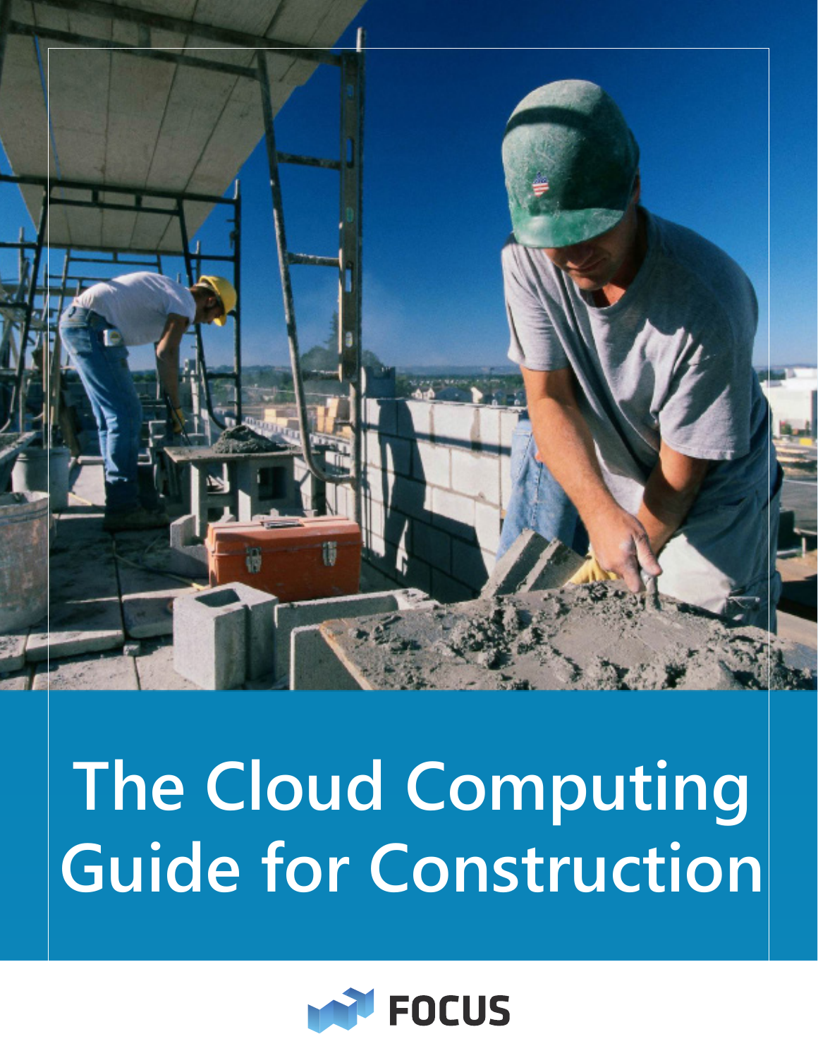# The Cloud Computing Guide for Construction

FOCUS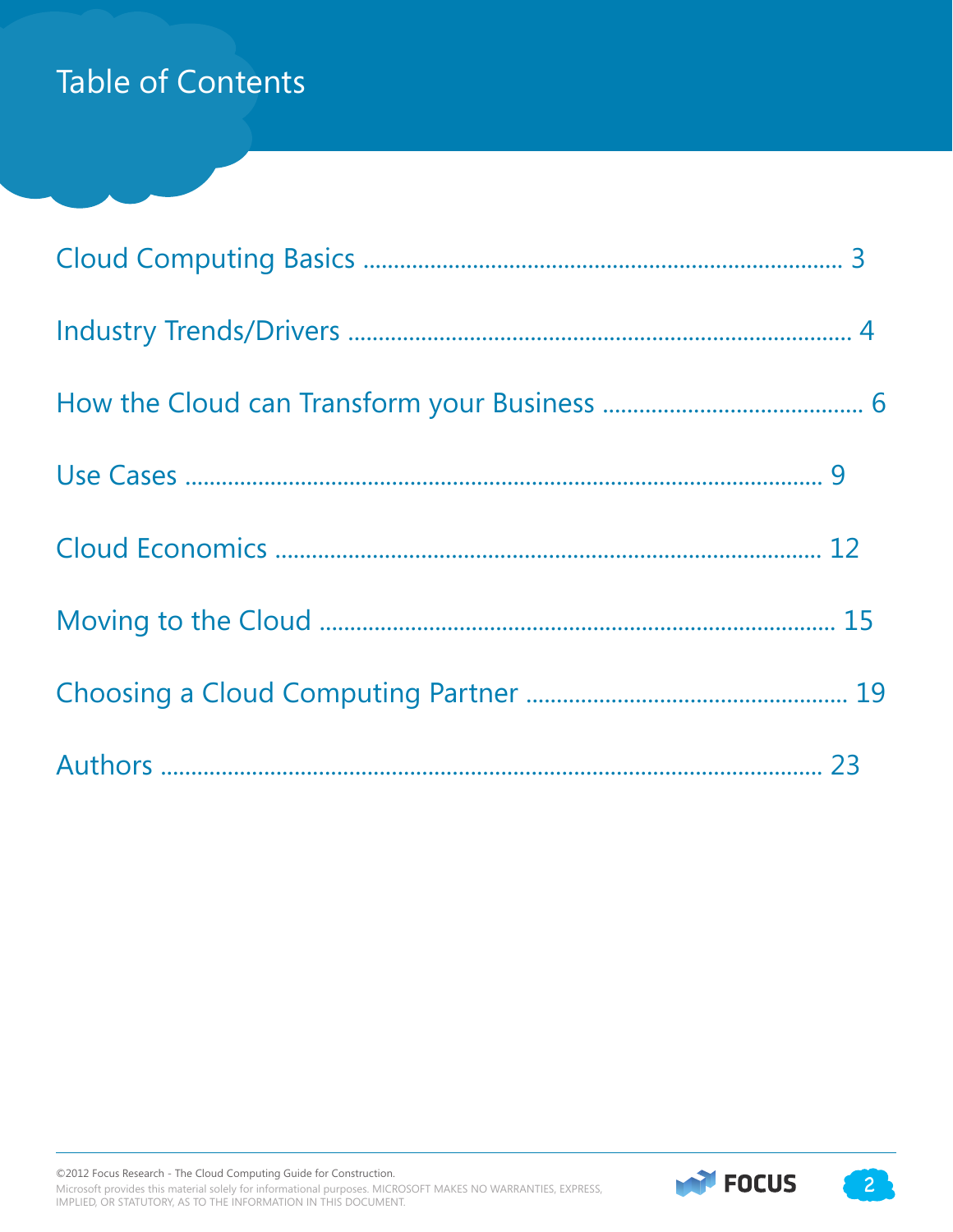# Table of Contents

Cloud Computing Basics ............................................................................ 3

Industry Trends/Drivers ................................................................................ 4

How the Cloud can Transform your Business ........................................ 6

Use Cases ......................................................................................................... 9

Cloud Economics ........................................................................................ 12

Moving to the Cloud .................................................................................. 15

Choosing a Cloud Computing Partner .................................................. 19

Authors ......................................................................................................... 23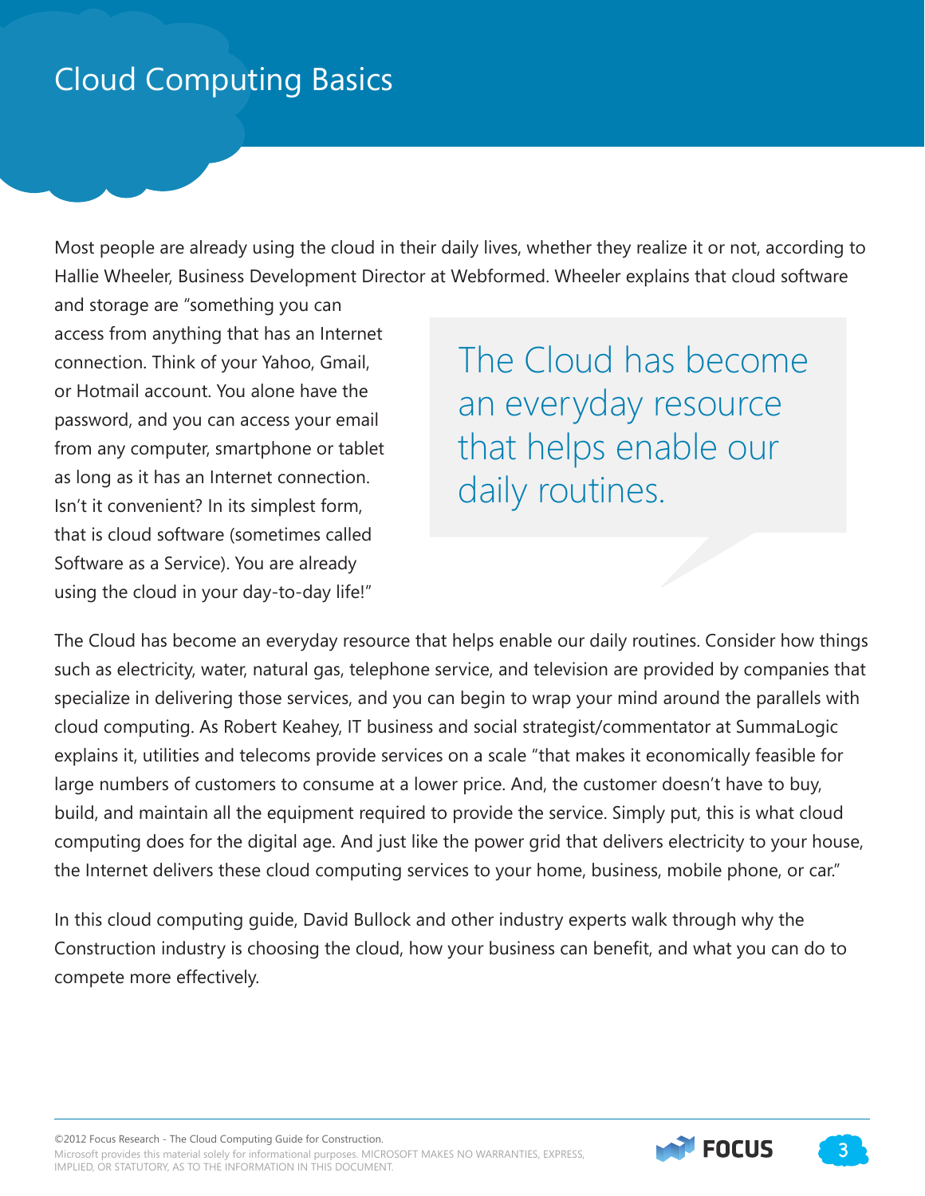# Cloud Computing Basics

Most people are already using the cloud in their daily lives, whether they realize it or not, according to Hallie Wheeler, Business Development Director at Webformed. Wheeler explains that cloud software and storage are "something you can access from anything that has an Internet connection. Think of your Yahoo, Gmail, or Hotmail account. You alone have the password, and you can access your email from any computer, smartphone or tablet as long as it has an Internet connection. Isn't it convenient? In its simplest form, that is cloud software (sometimes called Software as a Service). You are already using the cloud in your day-to-day life!"

> The Cloud has become an everyday resource that helps enable our daily routines.

The Cloud has become an everyday resource that helps enable our daily routines. Consider how things such as electricity, water, natural gas, telephone service, and television are provided by companies that specialize in delivering those services, and you can begin to wrap your mind around the parallels with cloud computing. As Robert Keahey, IT business and social strategist/commentator at SummaLogic explains it, utilities and telecoms provide services on a scale "that makes it economically feasible for large numbers of customers to consume at a lower price. And, the customer doesn't have to buy, build, and maintain all the equipment required to provide the service. Simply put, this is what cloud computing does for the digital age. And just like the power grid that delivers electricity to your house, the Internet delivers these cloud computing services to your home, business, mobile phone, or car."

In this cloud computing guide, David Bullock and other industry experts walk through why the Construction industry is choosing the cloud, how your business can benefit, and what you can do to compete more effectively.

©2012 Focus Research - The Cloud Computing Guide for Construction.
Microsoft provides this material solely for informational purposes. MICROSOFT MAKES NO WARRANTIES, EXPRESS, IMPLIED, OR STATUTORY, AS TO THE INFORMATION IN THIS DOCUMENT.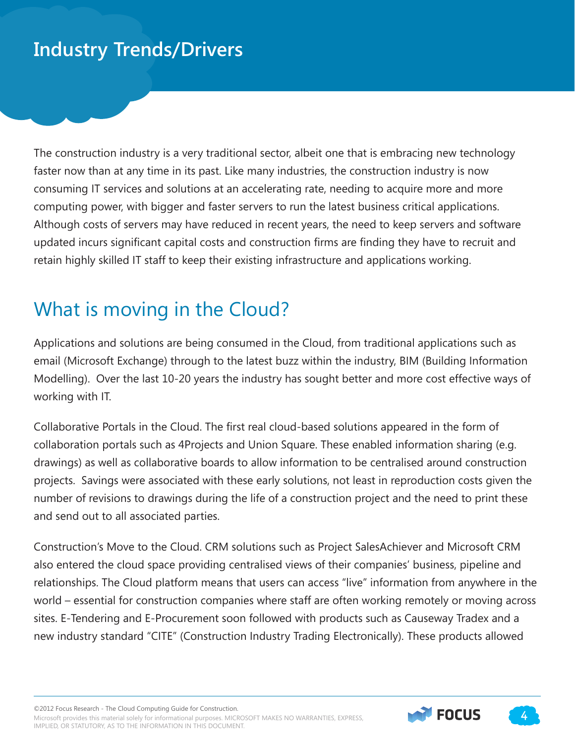# Industry Trends/Drivers

The construction industry is a very traditional sector, albeit one that is embracing new technology faster now than at any time in its past. Like many industries, the construction industry is now consuming IT services and solutions at an accelerating rate, needing to acquire more and more computing power, with bigger and faster servers to run the latest business critical applications. Although costs of servers may have reduced in recent years, the need to keep servers and software updated incurs significant capital costs and construction firms are finding they have to recruit and retain highly skilled IT staff to keep their existing infrastructure and applications working.

## What is moving in the Cloud?

Applications and solutions are being consumed in the Cloud, from traditional applications such as email (Microsoft Exchange) through to the latest buzz within the industry, BIM (Building Information Modelling). Over the last 10-20 years the industry has sought better and more cost effective ways of working with IT.

Collaborative Portals in the Cloud. The first real cloud-based solutions appeared in the form of collaboration portals such as 4Projects and Union Square. These enabled information sharing (e.g. drawings) as well as collaborative boards to allow information to be centralised around construction projects. Savings were associated with these early solutions, not least in reproduction costs given the number of revisions to drawings during the life of a construction project and the need to print these and send out to all associated parties.

Construction's Move to the Cloud. CRM solutions such as Project SalesAchiever and Microsoft CRM also entered the cloud space providing centralised views of their companies' business, pipeline and relationships. The Cloud platform means that users can access "live" information from anywhere in the world – essential for construction companies where staff are often working remotely or moving across sites. E-Tendering and E-Procurement soon followed with products such as Causeway Tradex and a new industry standard "CITE" (Construction Industry Trading Electronically). These products allowed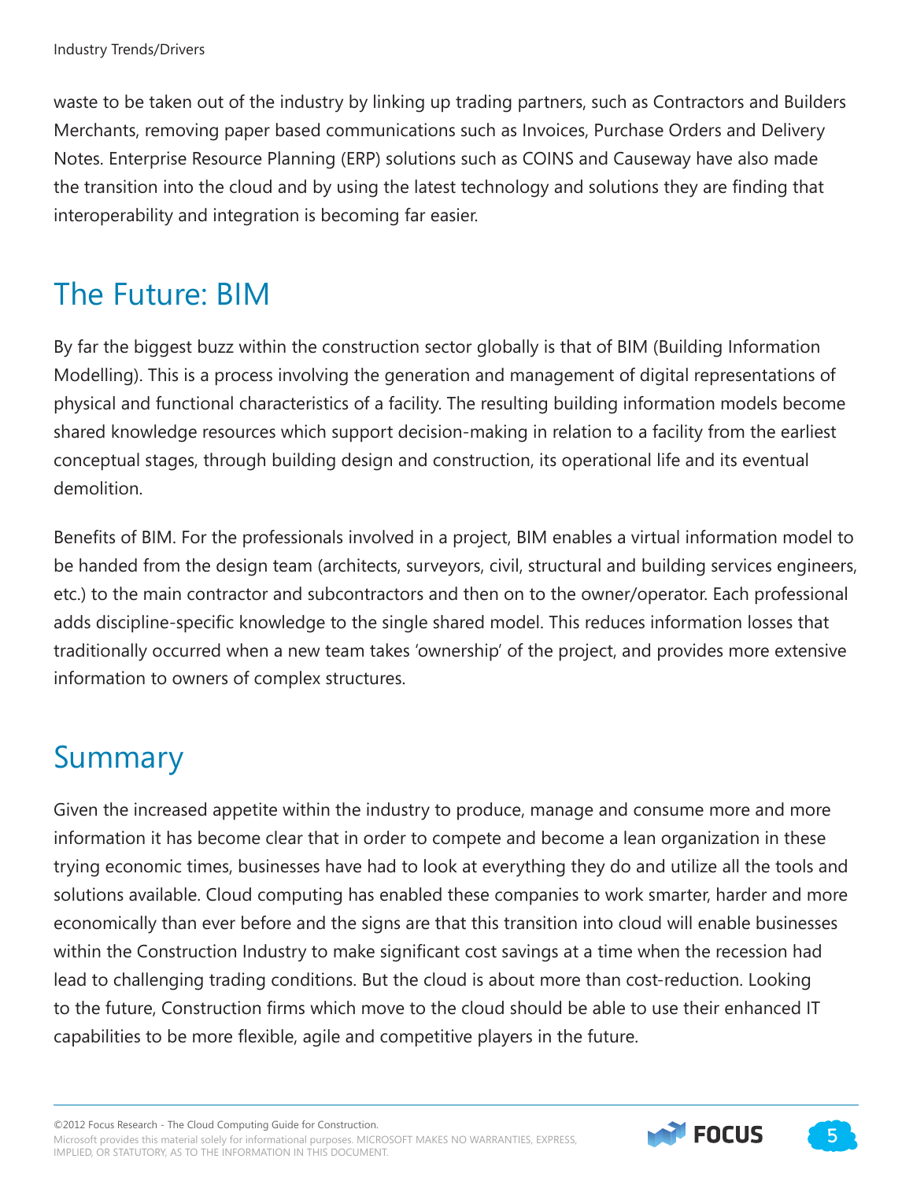waste to be taken out of the industry by linking up trading partners, such as Contractors and Builders Merchants, removing paper based communications such as Invoices, Purchase Orders and Delivery Notes. Enterprise Resource Planning (ERP) solutions such as COINS and Causeway have also made the transition into the cloud and by using the latest technology and solutions they are finding that interoperability and integration is becoming far easier.

## The Future: BIM

By far the biggest buzz within the construction sector globally is that of BIM (Building Information Modelling). This is a process involving the generation and management of digital representations of physical and functional characteristics of a facility. The resulting building information models become shared knowledge resources which support decision-making in relation to a facility from the earliest conceptual stages, through building design and construction, its operational life and its eventual demolition.

Benefits of BIM. For the professionals involved in a project, BIM enables a virtual information model to be handed from the design team (architects, surveyors, civil, structural and building services engineers, etc.) to the main contractor and subcontractors and then on to the owner/operator. Each professional adds discipline-specific knowledge to the single shared model. This reduces information losses that traditionally occurred when a new team takes 'ownership' of the project, and provides more extensive information to owners of complex structures.

## Summary

Given the increased appetite within the industry to produce, manage and consume more and more information it has become clear that in order to compete and become a lean organization in these trying economic times, businesses have had to look at everything they do and utilize all the tools and solutions available. Cloud computing has enabled these companies to work smarter, harder and more economically than ever before and the signs are that this transition into cloud will enable businesses within the Construction Industry to make significant cost savings at a time when the recession had lead to challenging trading conditions. But the cloud is about more than cost-reduction. Looking to the future, Construction firms which move to the cloud should be able to use their enhanced IT capabilities to be more flexible, agile and competitive players in the future.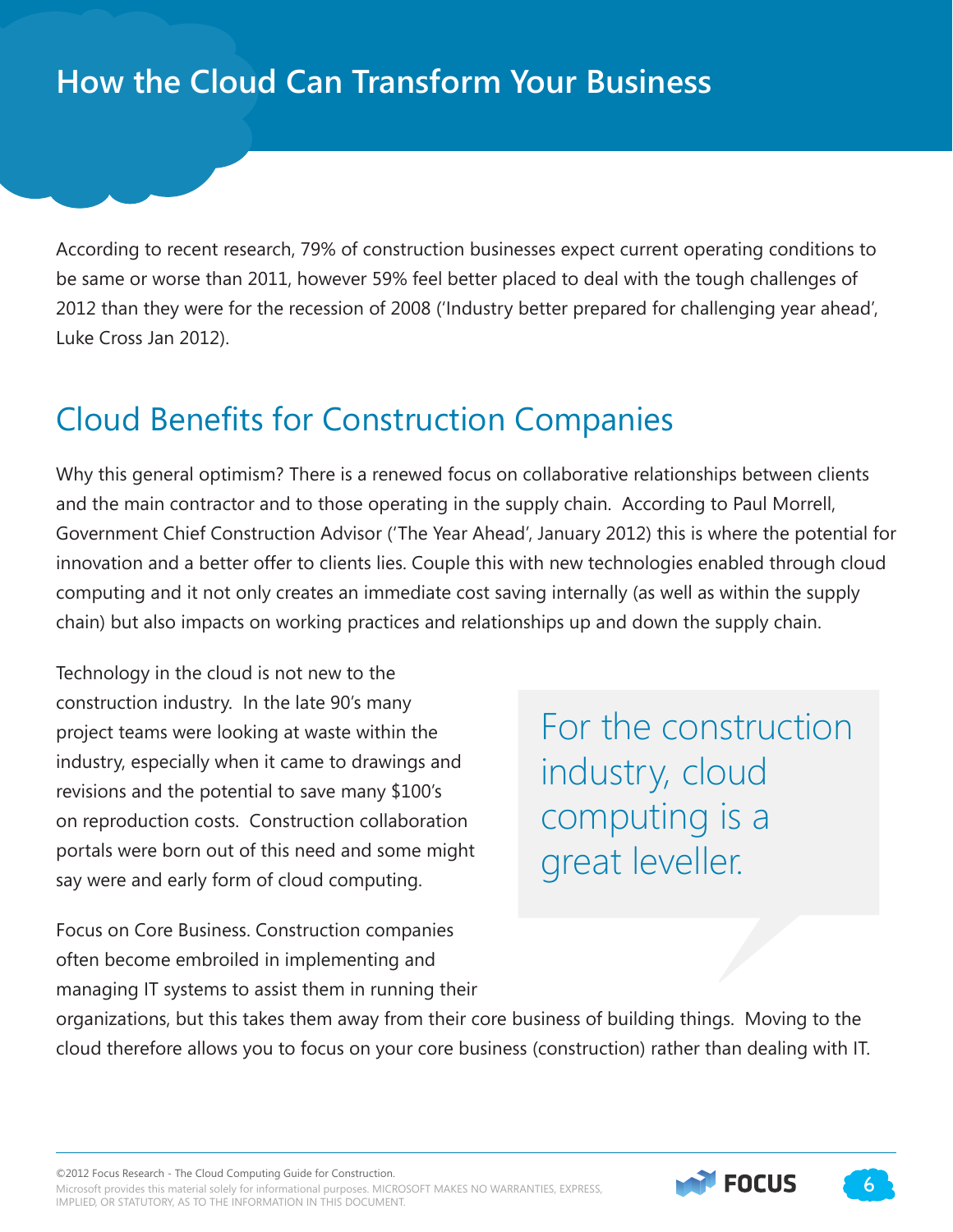# How the Cloud Can Transform Your Business

According to recent research, 79% of construction businesses expect current operating conditions to be same or worse than 2011, however 59% feel better placed to deal with the tough challenges of 2012 than they were for the recession of 2008 ('Industry better prepared for challenging year ahead', Luke Cross Jan 2012).

## Cloud Benefits for Construction Companies

Why this general optimism? There is a renewed focus on collaborative relationships between clients and the main contractor and to those operating in the supply chain. According to Paul Morrell, Government Chief Construction Advisor ('The Year Ahead', January 2012) this is where the potential for innovation and a better offer to clients lies. Couple this with new technologies enabled through cloud computing and it not only creates an immediate cost saving internally (as well as within the supply chain) but also impacts on working practices and relationships up and down the supply chain.

Technology in the cloud is not new to the construction industry. In the late 90's many project teams were looking at waste within the industry, especially when it came to drawings and revisions and the potential to save many $100's on reproduction costs. Construction collaboration portals were born out of this need and some might say were and early form of cloud computing.

> For the construction industry, cloud computing is a great leveller.

Focus on Core Business. Construction companies often become embroiled in implementing and managing IT systems to assist them in running their organizations, but this takes them away from their core business of building things. Moving to the cloud therefore allows you to focus on your core business (construction) rather than dealing with IT.

©2012 Focus Research - The Cloud Computing Guide for Construction.
Microsoft provides this material solely for informational purposes. MICROSOFT MAKES NO WARRANTIES, EXPRESS, IMPLIED, OR STATUTORY, AS TO THE INFORMATION IN THIS DOCUMENT.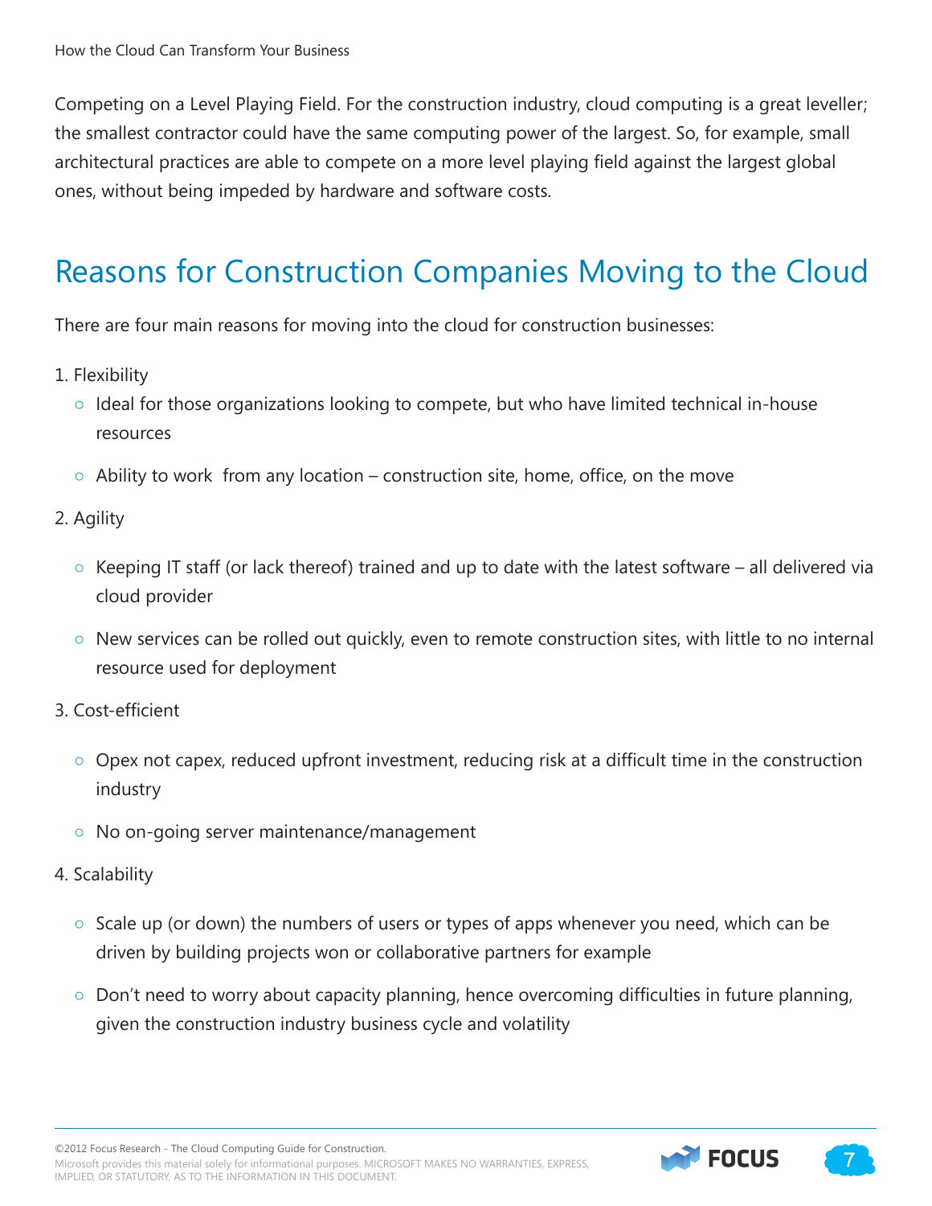Competing on a Level Playing Field. For the construction industry, cloud computing is a great leveller; the smallest contractor could have the same computing power of the largest. So, for example, small architectural practices are able to compete on a more level playing field against the largest global ones, without being impeded by hardware and software costs.

## Reasons for Construction Companies Moving to the Cloud

There are four main reasons for moving into the cloud for construction businesses:

1. Flexibility
   - Ideal for those organizations looking to compete, but who have limited technical in-house resources
   - Ability to work from any location – construction site, home, office, on the move
2. Agility
   - Keeping IT staff (or lack thereof) trained and up to date with the latest software – all delivered via cloud provider
   - New services can be rolled out quickly, even to remote construction sites, with little to no internal resource used for deployment
3. Cost-efficient
   - Opex not capex, reduced upfront investment, reducing risk at a difficult time in the construction industry
   - No on-going server maintenance/management
4. Scalability
   - Scale up (or down) the numbers of users or types of apps whenever you need, which can be driven by building projects won or collaborative partners for example
   - Don't need to worry about capacity planning, hence overcoming difficulties in future planning, given the construction industry business cycle and volatility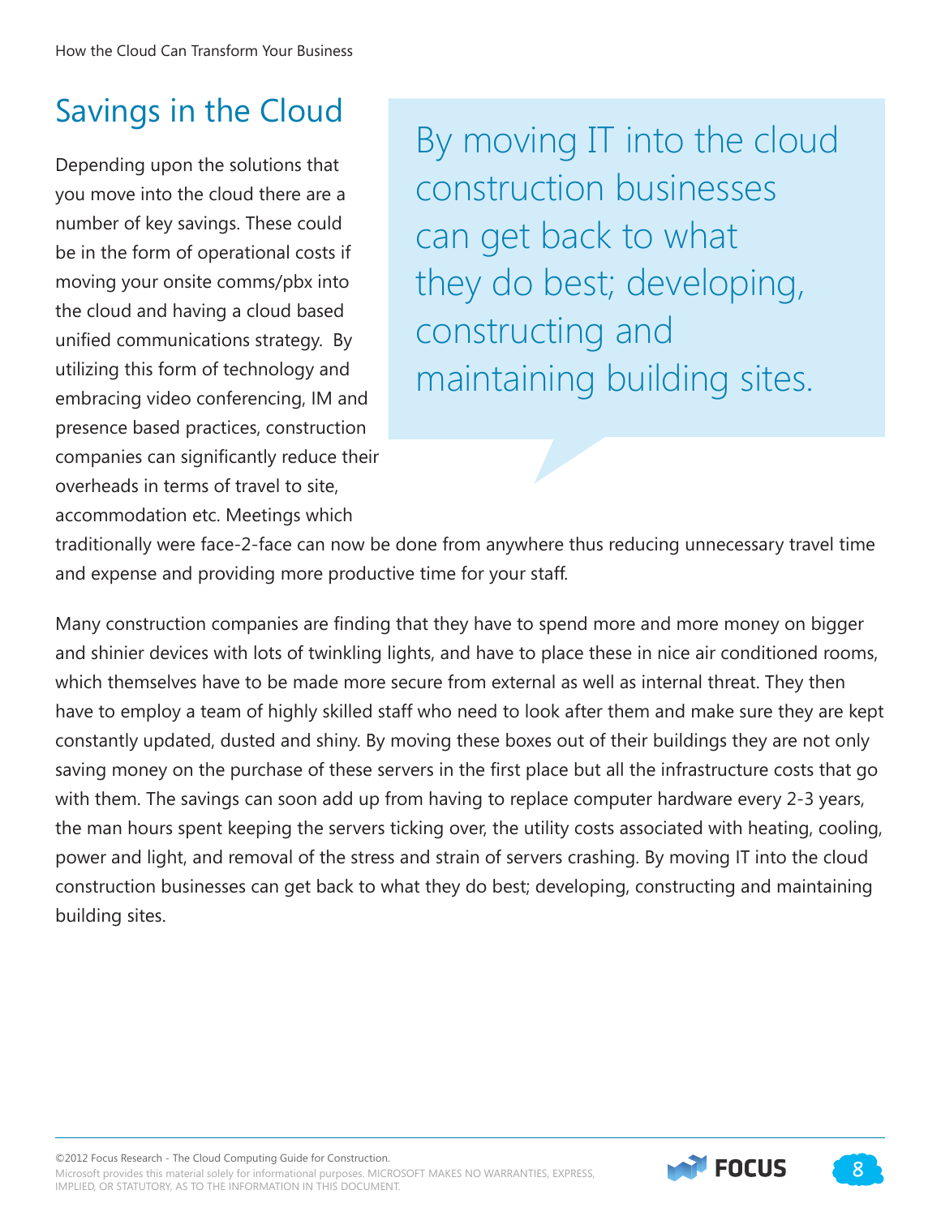## Savings in the Cloud

Depending upon the solutions that you move into the cloud there are a number of key savings. These could be in the form of operational costs if moving your onsite comms/pbx into the cloud and having a cloud based unified communications strategy. By utilizing this form of technology and embracing video conferencing, IM and presence based practices, construction companies can significantly reduce their overheads in terms of travel to site, accommodation etc. Meetings which traditionally were face-2-face can now be done from anywhere thus reducing unnecessary travel time and expense and providing more productive time for your staff.

> By moving IT into the cloud construction businesses can get back to what they do best; developing, constructing and maintaining building sites.

Many construction companies are finding that they have to spend more and more money on bigger and shinier devices with lots of twinkling lights, and have to place these in nice air conditioned rooms, which themselves have to be made more secure from external as well as internal threat. They then have to employ a team of highly skilled staff who need to look after them and make sure they are kept constantly updated, dusted and shiny. By moving these boxes out of their buildings they are not only saving money on the purchase of these servers in the first place but all the infrastructure costs that go with them. The savings can soon add up from having to replace computer hardware every 2-3 years, the man hours spent keeping the servers ticking over, the utility costs associated with heating, cooling, power and light, and removal of the stress and strain of servers crashing. By moving IT into the cloud construction businesses can get back to what they do best; developing, constructing and maintaining building sites.

©2012 Focus Research - The Cloud Computing Guide for Construction.
Microsoft provides this material solely for informational purposes. MICROSOFT MAKES NO WARRANTIES, EXPRESS, IMPLIED, OR STATUTORY, AS TO THE INFORMATION IN THIS DOCUMENT.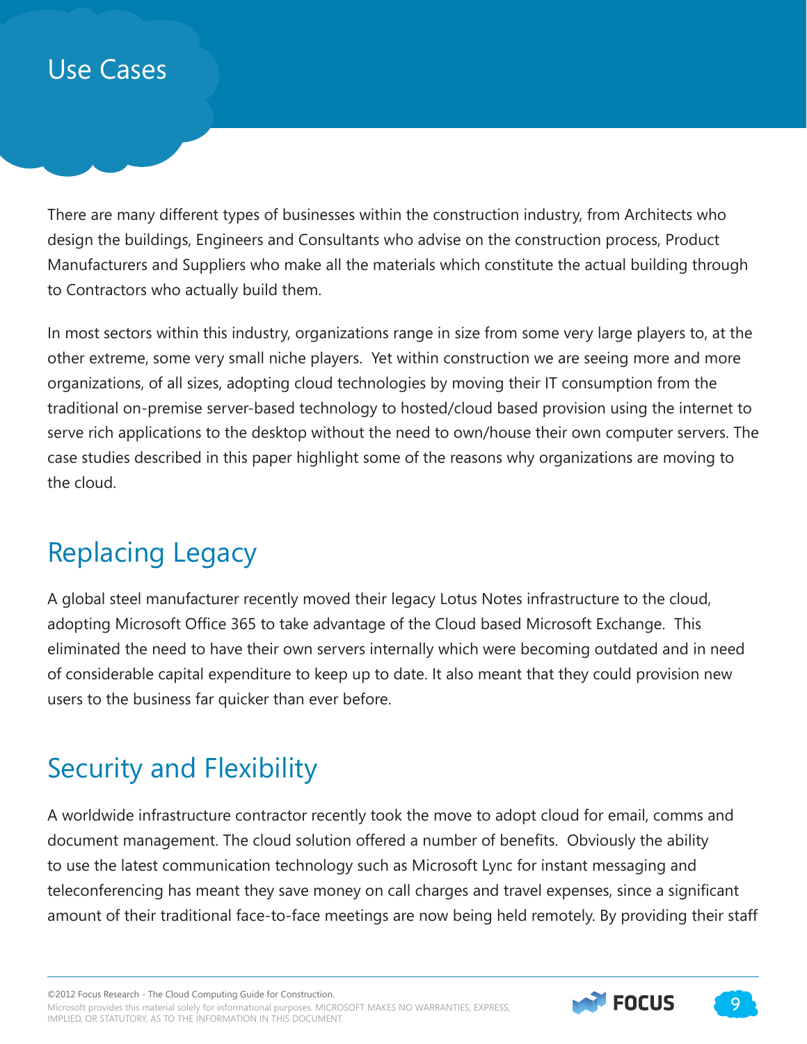# Use Cases

There are many different types of businesses within the construction industry, from Architects who design the buildings, Engineers and Consultants who advise on the construction process, Product Manufacturers and Suppliers who make all the materials which constitute the actual building through to Contractors who actually build them.

In most sectors within this industry, organizations range in size from some very large players to, at the other extreme, some very small niche players. Yet within construction we are seeing more and more organizations, of all sizes, adopting cloud technologies by moving their IT consumption from the traditional on-premise server-based technology to hosted/cloud based provision using the internet to serve rich applications to the desktop without the need to own/house their own computer servers. The case studies described in this paper highlight some of the reasons why organizations are moving to the cloud.

## Replacing Legacy

A global steel manufacturer recently moved their legacy Lotus Notes infrastructure to the cloud, adopting Microsoft Office 365 to take advantage of the Cloud based Microsoft Exchange. This eliminated the need to have their own servers internally which were becoming outdated and in need of considerable capital expenditure to keep up to date. It also meant that they could provision new users to the business far quicker than ever before.

## Security and Flexibility

A worldwide infrastructure contractor recently took the move to adopt cloud for email, comms and document management. The cloud solution offered a number of benefits. Obviously the ability to use the latest communication technology such as Microsoft Lync for instant messaging and teleconferencing has meant they save money on call charges and travel expenses, since a significant amount of their traditional face-to-face meetings are now being held remotely. By providing their staff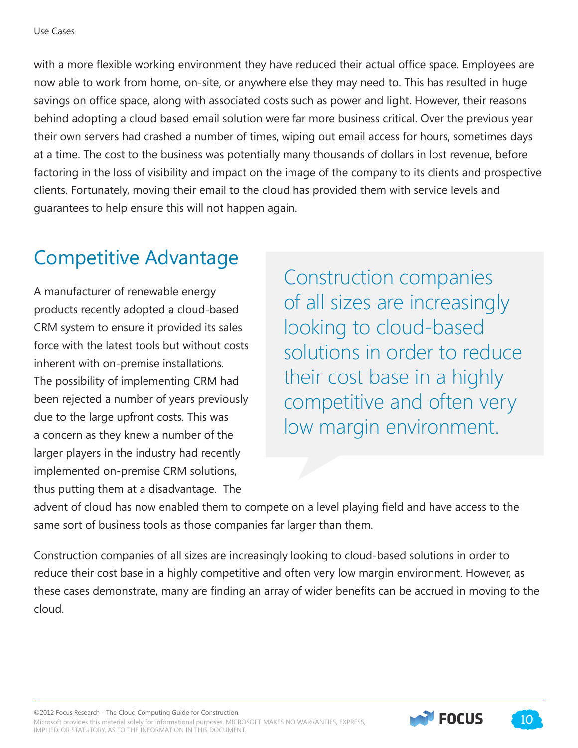with a more flexible working environment they have reduced their actual office space. Employees are now able to work from home, on-site, or anywhere else they may need to. This has resulted in huge savings on office space, along with associated costs such as power and light. However, their reasons behind adopting a cloud based email solution were far more business critical. Over the previous year their own servers had crashed a number of times, wiping out email access for hours, sometimes days at a time. The cost to the business was potentially many thousands of dollars in lost revenue, before factoring in the loss of visibility and impact on the image of the company to its clients and prospective clients. Fortunately, moving their email to the cloud has provided them with service levels and guarantees to help ensure this will not happen again.

## Competitive Advantage

A manufacturer of renewable energy products recently adopted a cloud-based CRM system to ensure it provided its sales force with the latest tools but without costs inherent with on-premise installations. The possibility of implementing CRM had been rejected a number of years previously due to the large upfront costs. This was a concern as they knew a number of the larger players in the industry had recently implemented on-premise CRM solutions, thus putting them at a disadvantage. The advent of cloud has now enabled them to compete on a level playing field and have access to the same sort of business tools as those companies far larger than them.

> Construction companies of all sizes are increasingly looking to cloud-based solutions in order to reduce their cost base in a highly competitive and often very low margin environment.

Construction companies of all sizes are increasingly looking to cloud-based solutions in order to reduce their cost base in a highly competitive and often very low margin environment. However, as these cases demonstrate, many are finding an array of wider benefits can be accrued in moving to the cloud.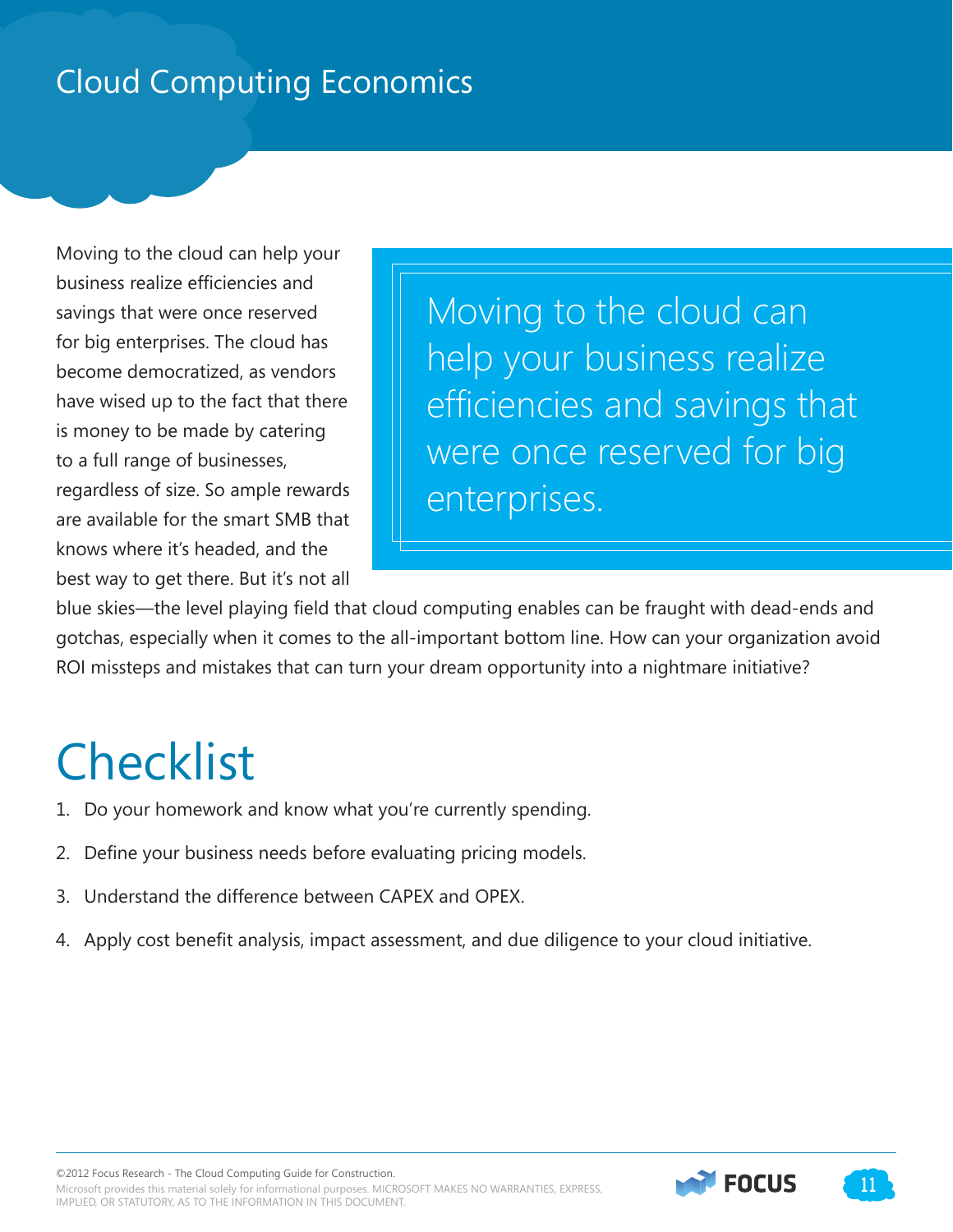# Cloud Computing Economics

Moving to the cloud can help your business realize efficiencies and savings that were once reserved for big enterprises. The cloud has become democratized, as vendors have wised up to the fact that there is money to be made by catering to a full range of businesses, regardless of size. So ample rewards are available for the smart SMB that knows where it's headed, and the best way to get there. But it's not all blue skies—the level playing field that cloud computing enables can be fraught with dead-ends and gotchas, especially when it comes to the all-important bottom line. How can your organization avoid ROI missteps and mistakes that can turn your dream opportunity into a nightmare initiative?

> Moving to the cloud can help your business realize efficiencies and savings that were once reserved for big enterprises.

# Checklist

1. Do your homework and know what you're currently spending.
2. Define your business needs before evaluating pricing models.
3. Understand the difference between CAPEX and OPEX.
4. Apply cost benefit analysis, impact assessment, and due diligence to your cloud initiative.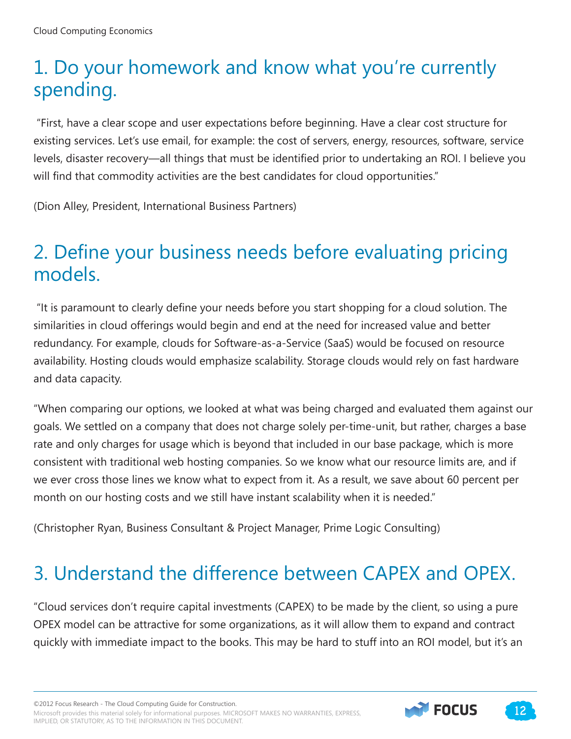## 1. Do your homework and know what you're currently spending.

"First, have a clear scope and user expectations before beginning. Have a clear cost structure for existing services. Let's use email, for example: the cost of servers, energy, resources, software, service levels, disaster recovery—all things that must be identified prior to undertaking an ROI. I believe you will find that commodity activities are the best candidates for cloud opportunities."

(Dion Alley, President, International Business Partners)

## 2. Define your business needs before evaluating pricing models.

"It is paramount to clearly define your needs before you start shopping for a cloud solution. The similarities in cloud offerings would begin and end at the need for increased value and better redundancy. For example, clouds for Software-as-a-Service (SaaS) would be focused on resource availability. Hosting clouds would emphasize scalability. Storage clouds would rely on fast hardware and data capacity.

"When comparing our options, we looked at what was being charged and evaluated them against our goals. We settled on a company that does not charge solely per-time-unit, but rather, charges a base rate and only charges for usage which is beyond that included in our base package, which is more consistent with traditional web hosting companies. So we know what our resource limits are, and if we ever cross those lines we know what to expect from it. As a result, we save about 60 percent per month on our hosting costs and we still have instant scalability when it is needed."

(Christopher Ryan, Business Consultant & Project Manager, Prime Logic Consulting)

## 3. Understand the difference between CAPEX and OPEX.

"Cloud services don't require capital investments (CAPEX) to be made by the client, so using a pure OPEX model can be attractive for some organizations, as it will allow them to expand and contract quickly with immediate impact to the books. This may be hard to stuff into an ROI model, but it's an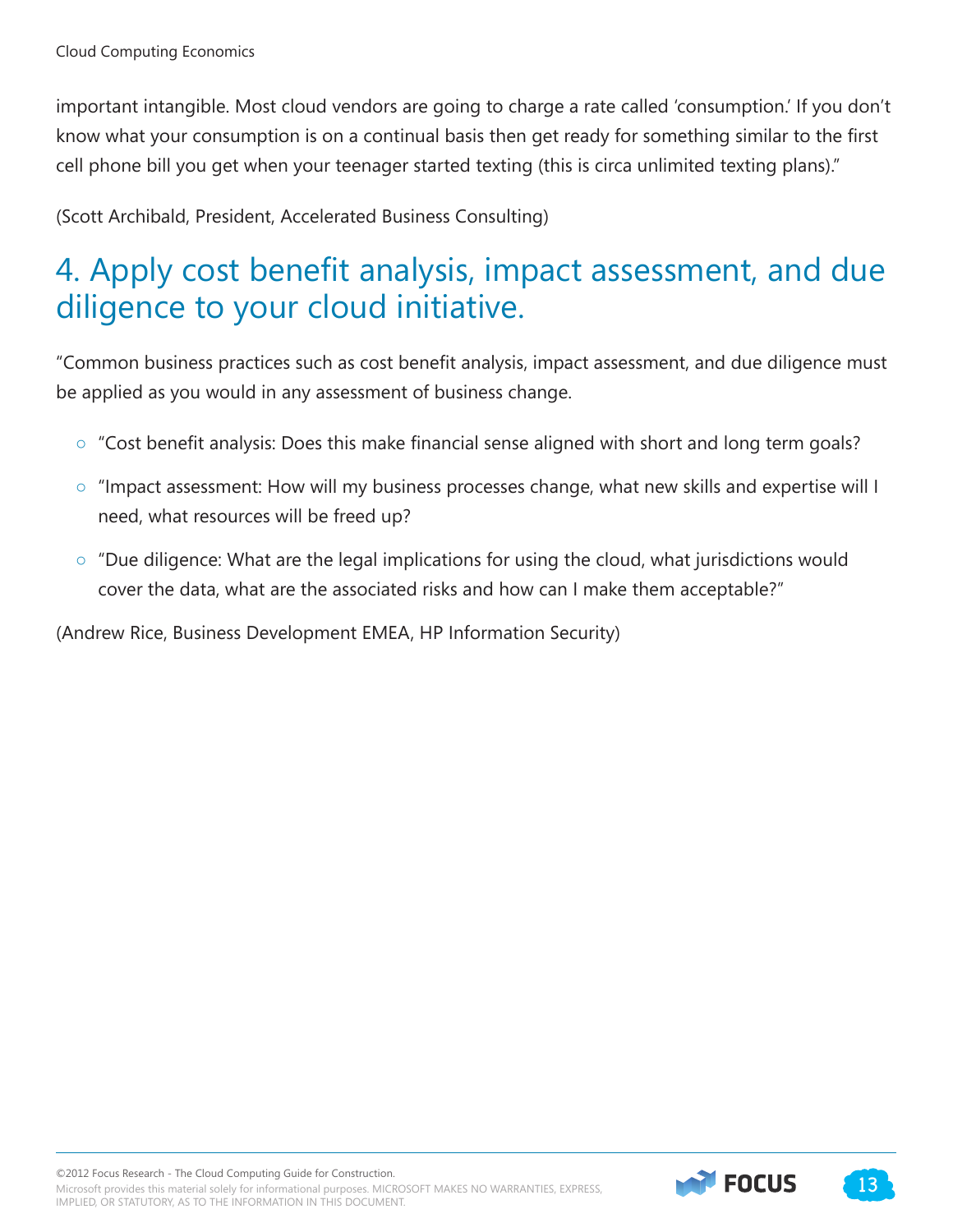important intangible. Most cloud vendors are going to charge a rate called 'consumption.' If you don't know what your consumption is on a continual basis then get ready for something similar to the first cell phone bill you get when your teenager started texting (this is circa unlimited texting plans)."

(Scott Archibald, President, Accelerated Business Consulting)

## 4. Apply cost benefit analysis, impact assessment, and due diligence to your cloud initiative.

"Common business practices such as cost benefit analysis, impact assessment, and due diligence must be applied as you would in any assessment of business change.

- "Cost benefit analysis: Does this make financial sense aligned with short and long term goals?
- "Impact assessment: How will my business processes change, what new skills and expertise will I need, what resources will be freed up?
- "Due diligence: What are the legal implications for using the cloud, what jurisdictions would cover the data, what are the associated risks and how can I make them acceptable?"

(Andrew Rice, Business Development EMEA, HP Information Security)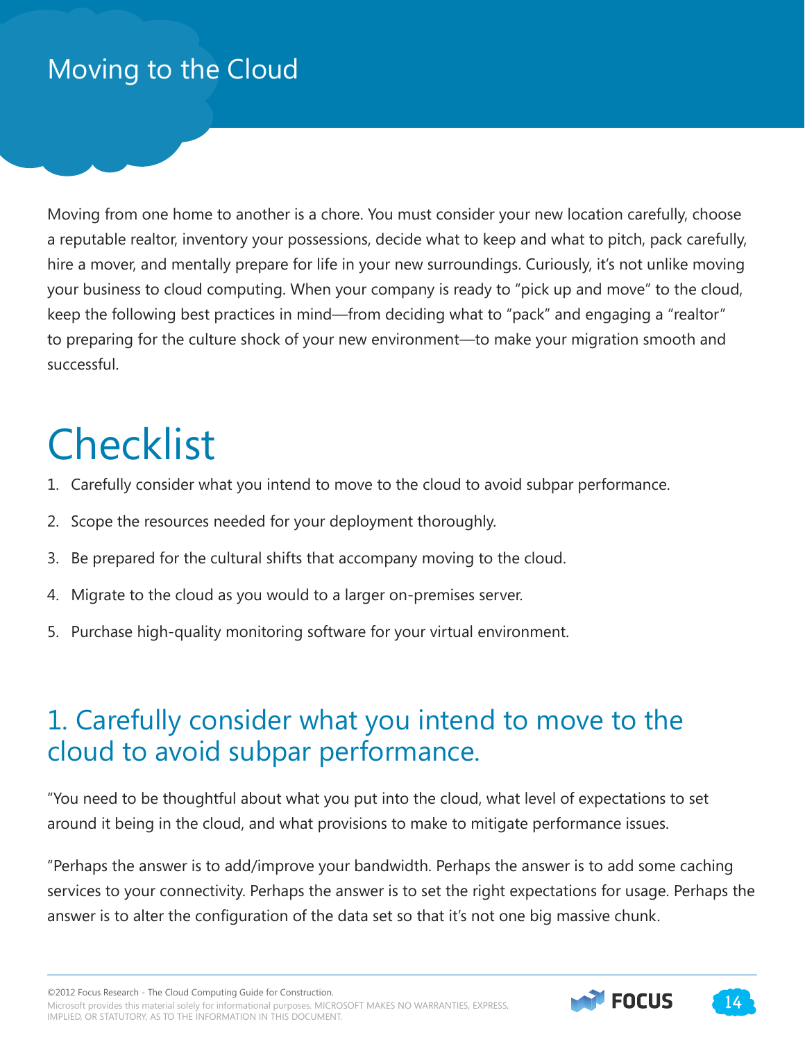# Moving to the Cloud

Moving from one home to another is a chore. You must consider your new location carefully, choose a reputable realtor, inventory your possessions, decide what to keep and what to pitch, pack carefully, hire a mover, and mentally prepare for life in your new surroundings. Curiously, it's not unlike moving your business to cloud computing. When your company is ready to "pick up and move" to the cloud, keep the following best practices in mind—from deciding what to "pack" and engaging a "realtor" to preparing for the culture shock of your new environment—to make your migration smooth and successful.

# Checklist

1. Carefully consider what you intend to move to the cloud to avoid subpar performance.
2. Scope the resources needed for your deployment thoroughly.
3. Be prepared for the cultural shifts that accompany moving to the cloud.
4. Migrate to the cloud as you would to a larger on-premises server.
5. Purchase high-quality monitoring software for your virtual environment.

## 1. Carefully consider what you intend to move to the cloud to avoid subpar performance.

"You need to be thoughtful about what you put into the cloud, what level of expectations to set around it being in the cloud, and what provisions to make to mitigate performance issues.

"Perhaps the answer is to add/improve your bandwidth. Perhaps the answer is to add some caching services to your connectivity. Perhaps the answer is to set the right expectations for usage. Perhaps the answer is to alter the configuration of the data set so that it's not one big massive chunk.

©2012 Focus Research - The Cloud Computing Guide for Construction.
Microsoft provides this material solely for informational purposes. MICROSOFT MAKES NO WARRANTIES, EXPRESS, IMPLIED, OR STATUTORY, AS TO THE INFORMATION IN THIS DOCUMENT.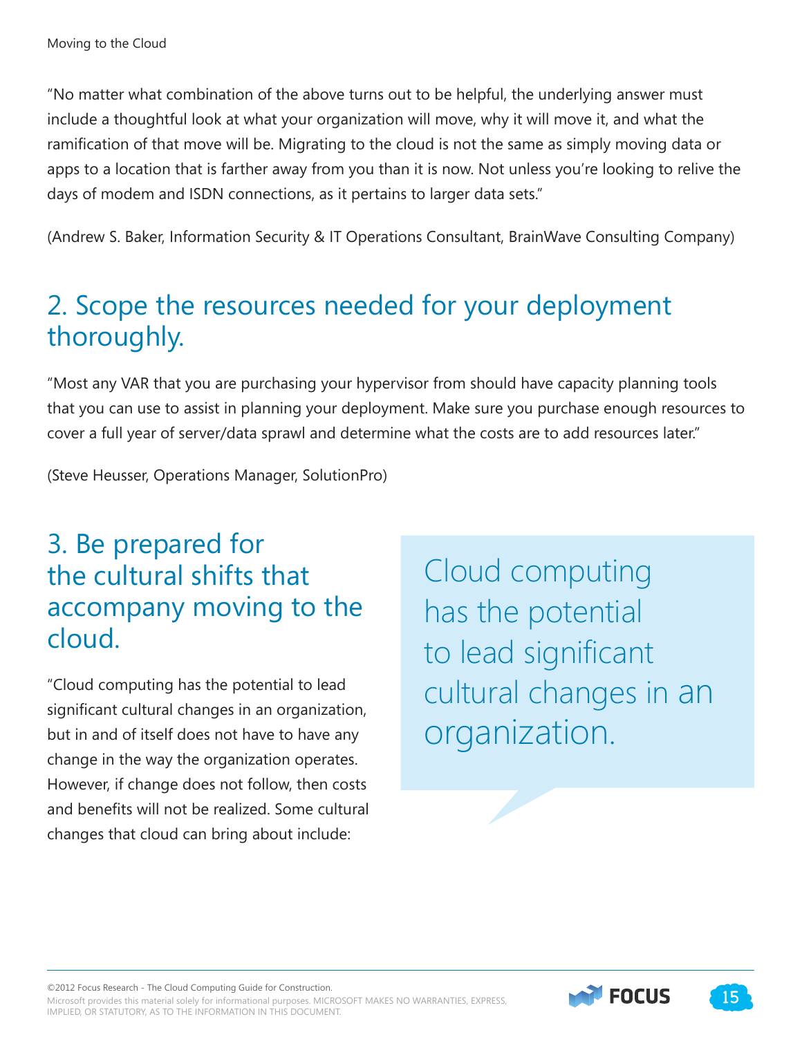"No matter what combination of the above turns out to be helpful, the underlying answer must include a thoughtful look at what your organization will move, why it will move it, and what the ramification of that move will be. Migrating to the cloud is not the same as simply moving data or apps to a location that is farther away from you than it is now. Not unless you're looking to relive the days of modem and ISDN connections, as it pertains to larger data sets."

(Andrew S. Baker, Information Security & IT Operations Consultant, BrainWave Consulting Company)

## 2. Scope the resources needed for your deployment thoroughly.

"Most any VAR that you are purchasing your hypervisor from should have capacity planning tools that you can use to assist in planning your deployment. Make sure you purchase enough resources to cover a full year of server/data sprawl and determine what the costs are to add resources later."

(Steve Heusser, Operations Manager, SolutionPro)

## 3. Be prepared for the cultural shifts that accompany moving to the cloud.

"Cloud computing has the potential to lead significant cultural changes in an organization, but in and of itself does not have to have any change in the way the organization operates. However, if change does not follow, then costs and benefits will not be realized. Some cultural changes that cloud can bring about include:

> Cloud computing has the potential to lead significant cultural changes in an organization.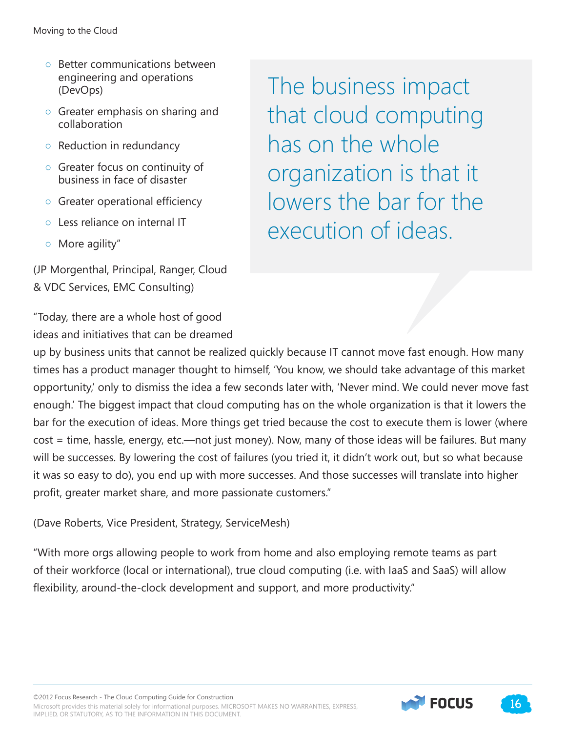- Better communications between engineering and operations (DevOps)
- Greater emphasis on sharing and collaboration
- Reduction in redundancy
- Greater focus on continuity of business in face of disaster
- Greater operational efficiency
- Less reliance on internal IT
- More agility"

(JP Morgenthal, Principal, Ranger, Cloud & VDC Services, EMC Consulting)

> The business impact that cloud computing has on the whole organization is that it lowers the bar for the execution of ideas.

"Today, there are a whole host of good ideas and initiatives that can be dreamed up by business units that cannot be realized quickly because IT cannot move fast enough. How many times has a product manager thought to himself, 'You know, we should take advantage of this market opportunity,' only to dismiss the idea a few seconds later with, 'Never mind. We could never move fast enough.' The biggest impact that cloud computing has on the whole organization is that it lowers the bar for the execution of ideas. More things get tried because the cost to execute them is lower (where cost = time, hassle, energy, etc.—not just money). Now, many of those ideas will be failures. But many will be successes. By lowering the cost of failures (you tried it, it didn't work out, but so what because it was so easy to do), you end up with more successes. And those successes will translate into higher profit, greater market share, and more passionate customers."

(Dave Roberts, Vice President, Strategy, ServiceMesh)

"With more orgs allowing people to work from home and also employing remote teams as part of their workforce (local or international), true cloud computing (i.e. with IaaS and SaaS) will allow flexibility, around-the-clock development and support, and more productivity."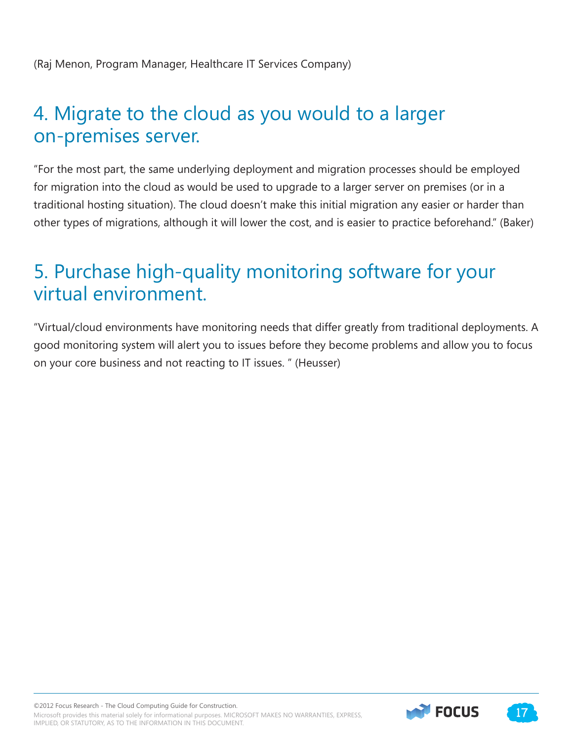(Raj Menon, Program Manager, Healthcare IT Services Company)

## 4. Migrate to the cloud as you would to a larger on-premises server.

"For the most part, the same underlying deployment and migration processes should be employed for migration into the cloud as would be used to upgrade to a larger server on premises (or in a traditional hosting situation). The cloud doesn't make this initial migration any easier or harder than other types of migrations, although it will lower the cost, and is easier to practice beforehand." (Baker)

## 5. Purchase high-quality monitoring software for your virtual environment.

"Virtual/cloud environments have monitoring needs that differ greatly from traditional deployments. A good monitoring system will alert you to issues before they become problems and allow you to focus on your core business and not reacting to IT issues. " (Heusser)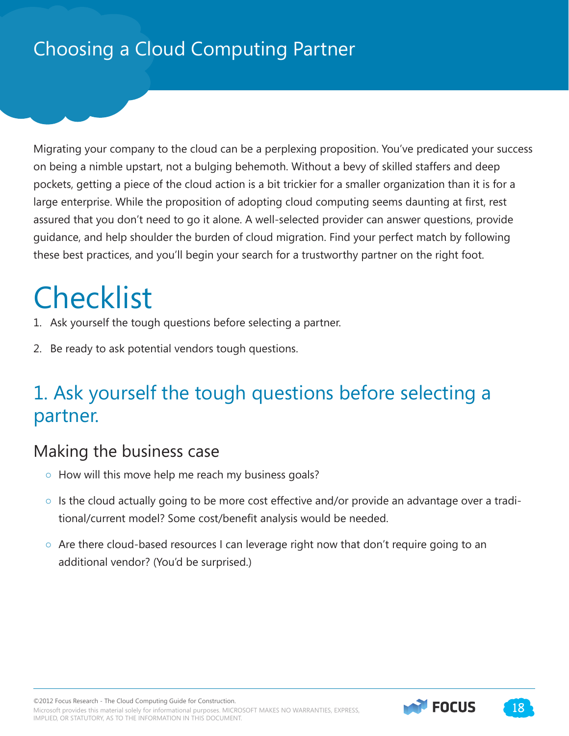# Choosing a Cloud Computing Partner

Migrating your company to the cloud can be a perplexing proposition. You've predicated your success on being a nimble upstart, not a bulging behemoth. Without a bevy of skilled staffers and deep pockets, getting a piece of the cloud action is a bit trickier for a smaller organization than it is for a large enterprise. While the proposition of adopting cloud computing seems daunting at first, rest assured that you don't need to go it alone. A well-selected provider can answer questions, provide guidance, and help shoulder the burden of cloud migration. Find your perfect match by following these best practices, and you'll begin your search for a trustworthy partner on the right foot.

# Checklist

1. Ask yourself the tough questions before selecting a partner.
2. Be ready to ask potential vendors tough questions.

## 1. Ask yourself the tough questions before selecting a partner.

### Making the business case

- How will this move help me reach my business goals?
- Is the cloud actually going to be more cost effective and/or provide an advantage over a traditional/current model? Some cost/benefit analysis would be needed.
- Are there cloud-based resources I can leverage right now that don't require going to an additional vendor? (You'd be surprised.)

©2012 Focus Research - The Cloud Computing Guide for Construction.
Microsoft provides this material solely for informational purposes. MICROSOFT MAKES NO WARRANTIES, EXPRESS, IMPLIED, OR STATUTORY, AS TO THE INFORMATION IN THIS DOCUMENT.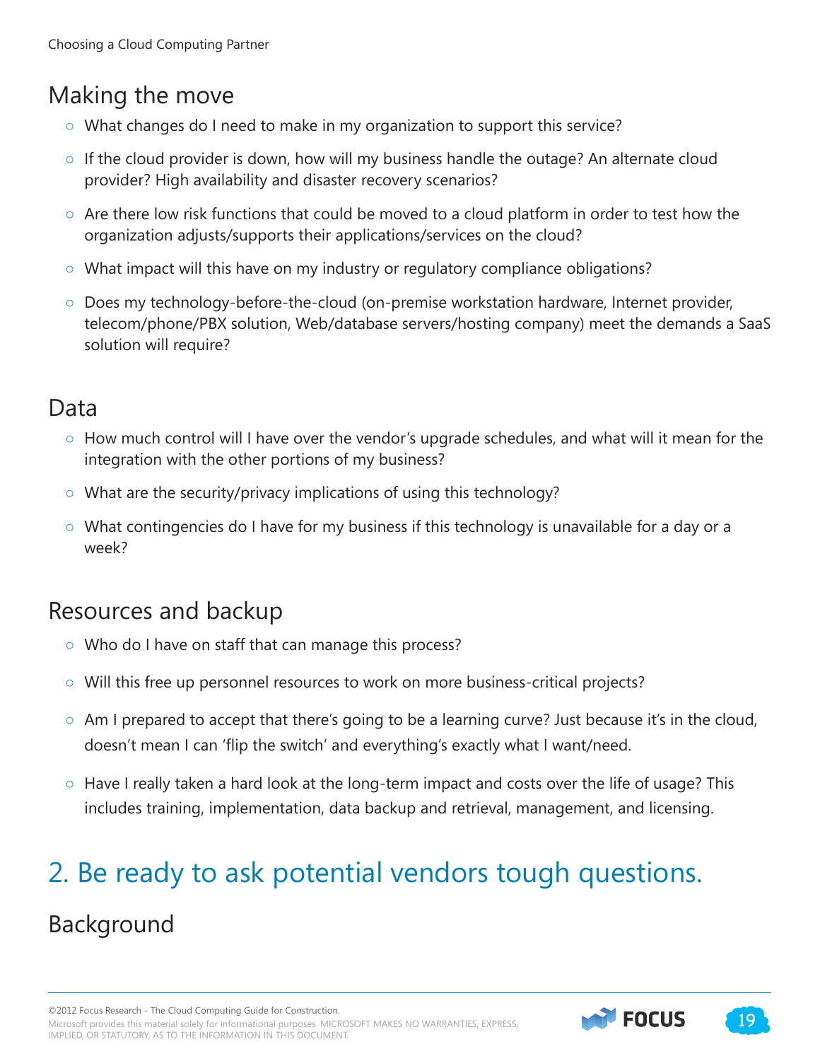## Making the move

- What changes do I need to make in my organization to support this service?
- If the cloud provider is down, how will my business handle the outage? An alternate cloud provider? High availability and disaster recovery scenarios?
- Are there low risk functions that could be moved to a cloud platform in order to test how the organization adjusts/supports their applications/services on the cloud?
- What impact will this have on my industry or regulatory compliance obligations?
- Does my technology-before-the-cloud (on-premise workstation hardware, Internet provider, telecom/phone/PBX solution, Web/database servers/hosting company) meet the demands a SaaS solution will require?

## Data

- How much control will I have over the vendor's upgrade schedules, and what will it mean for the integration with the other portions of my business?
- What are the security/privacy implications of using this technology?
- What contingencies do I have for my business if this technology is unavailable for a day or a week?

## Resources and backup

- Who do I have on staff that can manage this process?
- Will this free up personnel resources to work on more business-critical projects?
- Am I prepared to accept that there's going to be a learning curve? Just because it's in the cloud, doesn't mean I can 'flip the switch' and everything's exactly what I want/need.
- Have I really taken a hard look at the long-term impact and costs over the life of usage? This includes training, implementation, data backup and retrieval, management, and licensing.

# 2. Be ready to ask potential vendors tough questions.

## Background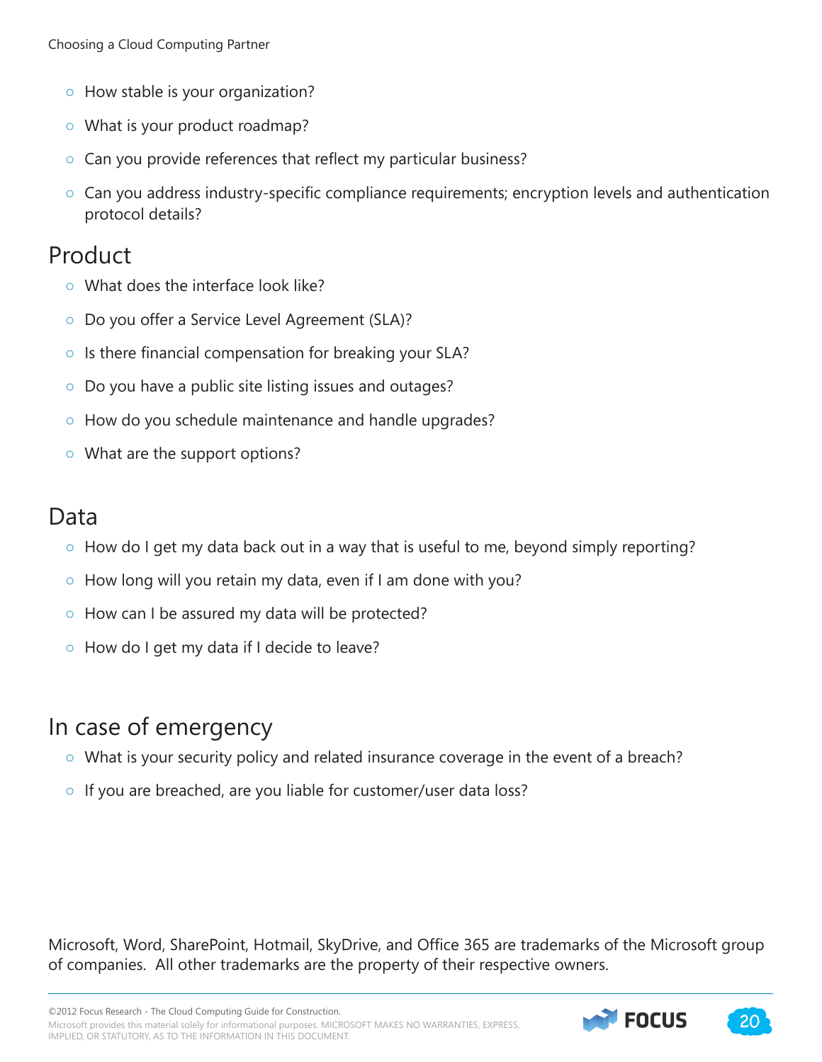- How stable is your organization?
- What is your product roadmap?
- Can you provide references that reflect my particular business?
- Can you address industry-specific compliance requirements; encryption levels and authentication protocol details?

## Product

- What does the interface look like?
- Do you offer a Service Level Agreement (SLA)?
- Is there financial compensation for breaking your SLA?
- Do you have a public site listing issues and outages?
- How do you schedule maintenance and handle upgrades?
- What are the support options?

## Data

- How do I get my data back out in a way that is useful to me, beyond simply reporting?
- How long will you retain my data, even if I am done with you?
- How can I be assured my data will be protected?
- How do I get my data if I decide to leave?

## In case of emergency

- What is your security policy and related insurance coverage in the event of a breach?
- If you are breached, are you liable for customer/user data loss?

Microsoft, Word, SharePoint, Hotmail, SkyDrive, and Office 365 are trademarks of the Microsoft group of companies. All other trademarks are the property of their respective owners.

©2012 Focus Research - The Cloud Computing Guide for Construction.
Microsoft provides this material solely for informational purposes. MICROSOFT MAKES NO WARRANTIES, EXPRESS, IMPLIED, OR STATUTORY, AS TO THE INFORMATION IN THIS DOCUMENT.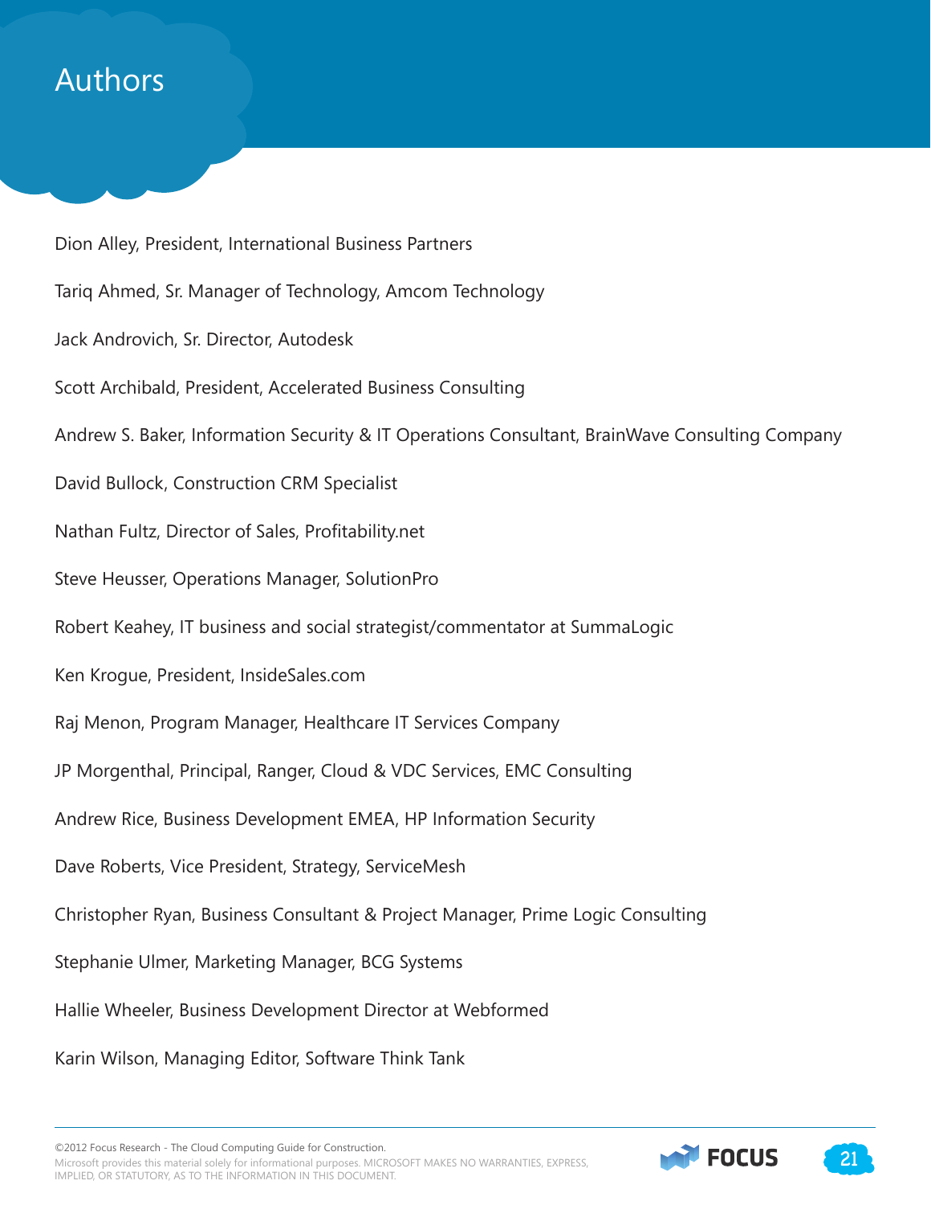# Authors

Dion Alley, President, International Business Partners

Tariq Ahmed, Sr. Manager of Technology, Amcom Technology

Jack Androvich, Sr. Director, Autodesk

Scott Archibald, President, Accelerated Business Consulting

Andrew S. Baker, Information Security & IT Operations Consultant, BrainWave Consulting Company

David Bullock, Construction CRM Specialist

Nathan Fultz, Director of Sales, Profitability.net

Steve Heusser, Operations Manager, SolutionPro

Robert Keahey, IT business and social strategist/commentator at SummaLogic

Ken Krogue, President, InsideSales.com

Raj Menon, Program Manager, Healthcare IT Services Company

JP Morgenthal, Principal, Ranger, Cloud & VDC Services, EMC Consulting

Andrew Rice, Business Development EMEA, HP Information Security

Dave Roberts, Vice President, Strategy, ServiceMesh

Christopher Ryan, Business Consultant & Project Manager, Prime Logic Consulting

Stephanie Ulmer, Marketing Manager, BCG Systems

Hallie Wheeler, Business Development Director at Webformed

Karin Wilson, Managing Editor, Software Think Tank

©2012 Focus Research - The Cloud Computing Guide for Construction.
Microsoft provides this material solely for informational purposes. MICROSOFT MAKES NO WARRANTIES, EXPRESS, IMPLIED, OR STATUTORY, AS TO THE INFORMATION IN THIS DOCUMENT.